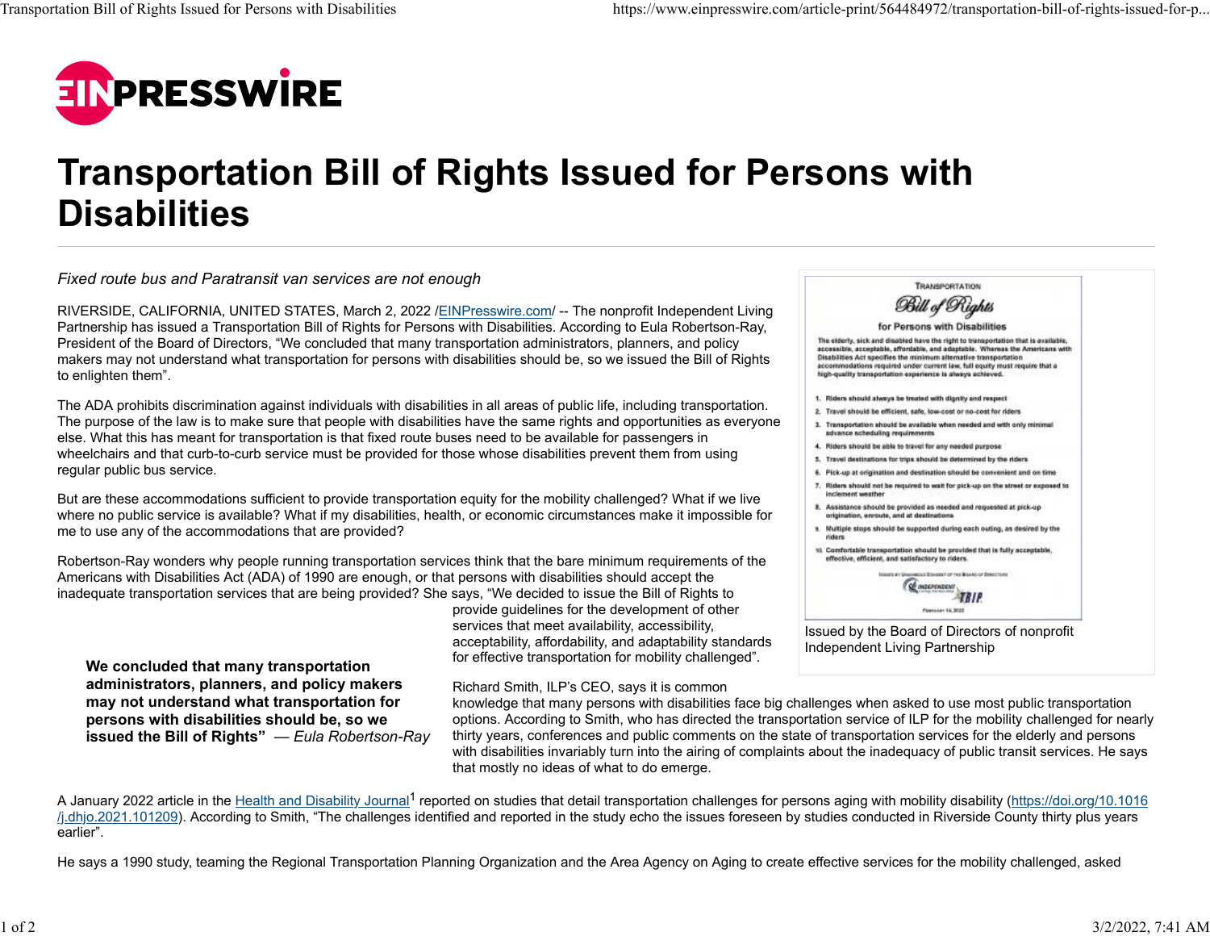# Transportation Bill of Rights Issued for Persons with Disabilities

*Fixed route bus and Paratransit van services are not enough*

RIVERSIDE, CALIFORNIA, UNITED STATES, March 2, 2022 /EINPresswire.com/ -- The nonprofit Independent Living Partnership has issued a Transportation Bill of Rights for Persons with Disabilities. According to Eula Robertson-Ray, President of the Board of Directors, "We concluded that many transportation administrators, planners, and policy makers may not understand what transportation for persons with disabilities should be, so we issued the Bill of Rights to enlighten them".

The ADA prohibits discrimination against individuals with disabilities in all areas of public life, including transportation. The purpose of the law is to make sure that people with disabilities have the same rights and opportunities as everyone else. What this has meant for transportation is that fixed route buses need to be available for passengers in wheelchairs and that curb-to-curb service must be provided for those whose disabilities prevent them from using regular public bus service.

But are these accommodations sufficient to provide transportation equity for the mobility challenged? What if we live where no public service is available? What if my disabilities, health, or economic circumstances make it impossible for me to use any of the accommodations that are provided?

Robertson-Ray wonders why people running transportation services think that the bare minimum requirements of the Americans with Disabilities Act (ADA) of 1990 are enough, or that persons with disabilities should accept the inadequate transportation services that are being provided? She says, "We decided to issue the Bill of Rights to provide guidelines for the development of other services that meet availability, accessibility, acceptability, affordability, and adaptability standards for effective transportation for mobility challenged".

> **We concluded that many transportation administrators, planners, and policy makers may not understand what transportation for persons with disabilities should be, so we issued the Bill of Rights"** — *Eula Robertson-Ray*

Issued by the Board of Directors of nonprofit Independent Living Partnership

Richard Smith, ILP's CEO, says it is common knowledge that many persons with disabilities face big challenges when asked to use most public transportation options. According to Smith, who has directed the transportation service of ILP for the mobility challenged for nearly thirty years, conferences and public comments on the state of transportation services for the elderly and persons with disabilities invariably turn into the airing of complaints about the inadequacy of public transit services. He says that mostly no ideas of what to do emerge.

A January 2022 article in the Health and Disability Journal[1] reported on studies that detail transportation challenges for persons aging with mobility disability (https://doi.org/10.1016/j.dhjo.2021.101209). According to Smith, "The challenges identified and reported in the study echo the issues foreseen by studies conducted in Riverside County thirty plus years earlier".

He says a 1990 study, teaming the Regional Transportation Planning Organization and the Area Agency on Aging to create effective services for the mobility challenged, asked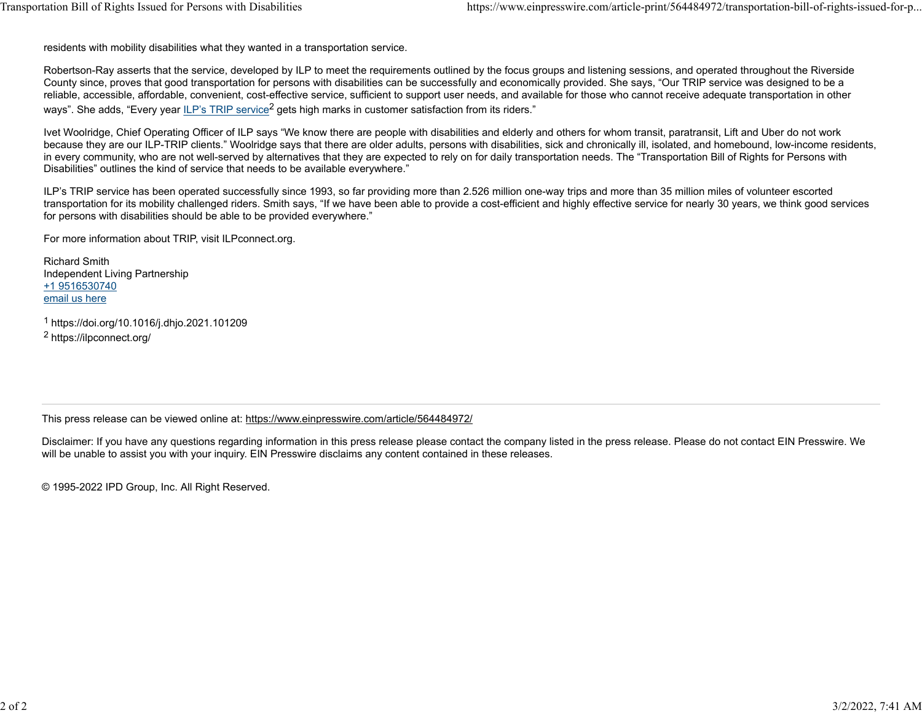residents with mobility disabilities what they wanted in a transportation service.

Robertson-Ray asserts that the service, developed by ILP to meet the requirements outlined by the focus groups and listening sessions, and operated throughout the Riverside County since, proves that good transportation for persons with disabilities can be successfully and economically provided. She says, "Our TRIP service was designed to be a reliable, accessible, affordable, convenient, cost-effective service, sufficient to support user needs, and available for those who cannot receive adequate transportation in other ways". She adds, "Every year ILP's TRIP service[2] gets high marks in customer satisfaction from its riders."

Ivet Woolridge, Chief Operating Officer of ILP says "We know there are people with disabilities and elderly and others for whom transit, paratransit, Lift and Uber do not work because they are our ILP-TRIP clients." Woolridge says that there are older adults, persons with disabilities, sick and chronically ill, isolated, and homebound, low-income residents, in every community, who are not well-served by alternatives that they are expected to rely on for daily transportation needs. The "Transportation Bill of Rights for Persons with Disabilities" outlines the kind of service that needs to be available everywhere."

ILP's TRIP service has been operated successfully since 1993, so far providing more than 2.526 million one-way trips and more than 35 million miles of volunteer escorted transportation for its mobility challenged riders. Smith says, "If we have been able to provide a cost-efficient and highly effective service for nearly 30 years, we think good services for persons with disabilities should be able to be provided everywhere."

For more information about TRIP, visit ILPconnect.org.

Richard Smith
Independent Living Partnership
+1 9516530740
email us here

[1] https://doi.org/10.1016/j.dhjo.2021.101209
[2] https://ilpconnect.org/

---

This press release can be viewed online at: https://www.einpresswire.com/article/564484972/

Disclaimer: If you have any questions regarding information in this press release please contact the company listed in the press release. Please do not contact EIN Presswire. We will be unable to assist you with your inquiry. EIN Presswire disclaims any content contained in these releases.

© 1995-2022 IPD Group, Inc. All Right Reserved.